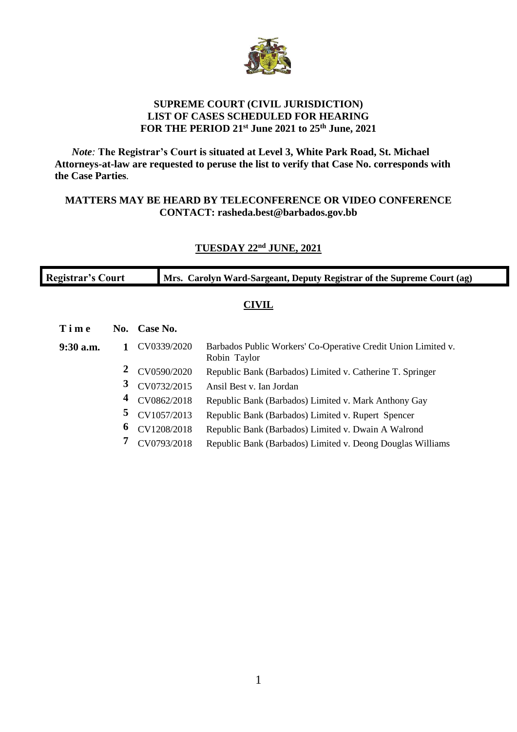**SUPREME COURT (CIVIL JURISDICTION)**
**LIST OF CASES SCHEDULED FOR HEARING**
**FOR THE PERIOD 21st June 2021 to 25th June, 2021**

*Note:* **The Registrar's Court is situated at Level 3, White Park Road, St. Michael Attorneys-at-law are requested to peruse the list to verify that Case No. corresponds with the Case Parties**.

**MATTERS MAY BE HEARD BY TELECONFERENCE OR VIDEO CONFERENCE**
**CONTACT: rasheda.best@barbados.gov.bb**

## TUESDAY 22nd JUNE, 2021

| Registrar's Court | Mrs. Carolyn Ward-Sargeant, Deputy Registrar of the Supreme Court (ag) |
|---|---|

### CIVIL

| Time | No. | Case No. | |
|---|---|---|---|
| 9:30 a.m. | 1 | CV0339/2020 | Barbados Public Workers' Co-Operative Credit Union Limited v. Robin Taylor |
| | 2 | CV0590/2020 | Republic Bank (Barbados) Limited v. Catherine T. Springer |
| | 3 | CV0732/2015 | Ansil Best v. Ian Jordan |
| | 4 | CV0862/2018 | Republic Bank (Barbados) Limited v. Mark Anthony Gay |
| | 5 | CV1057/2013 | Republic Bank (Barbados) Limited v. Rupert Spencer |
| | 6 | CV1208/2018 | Republic Bank (Barbados) Limited v. Dwain A Walrond |
| | 7 | CV0793/2018 | Republic Bank (Barbados) Limited v. Deong Douglas Williams |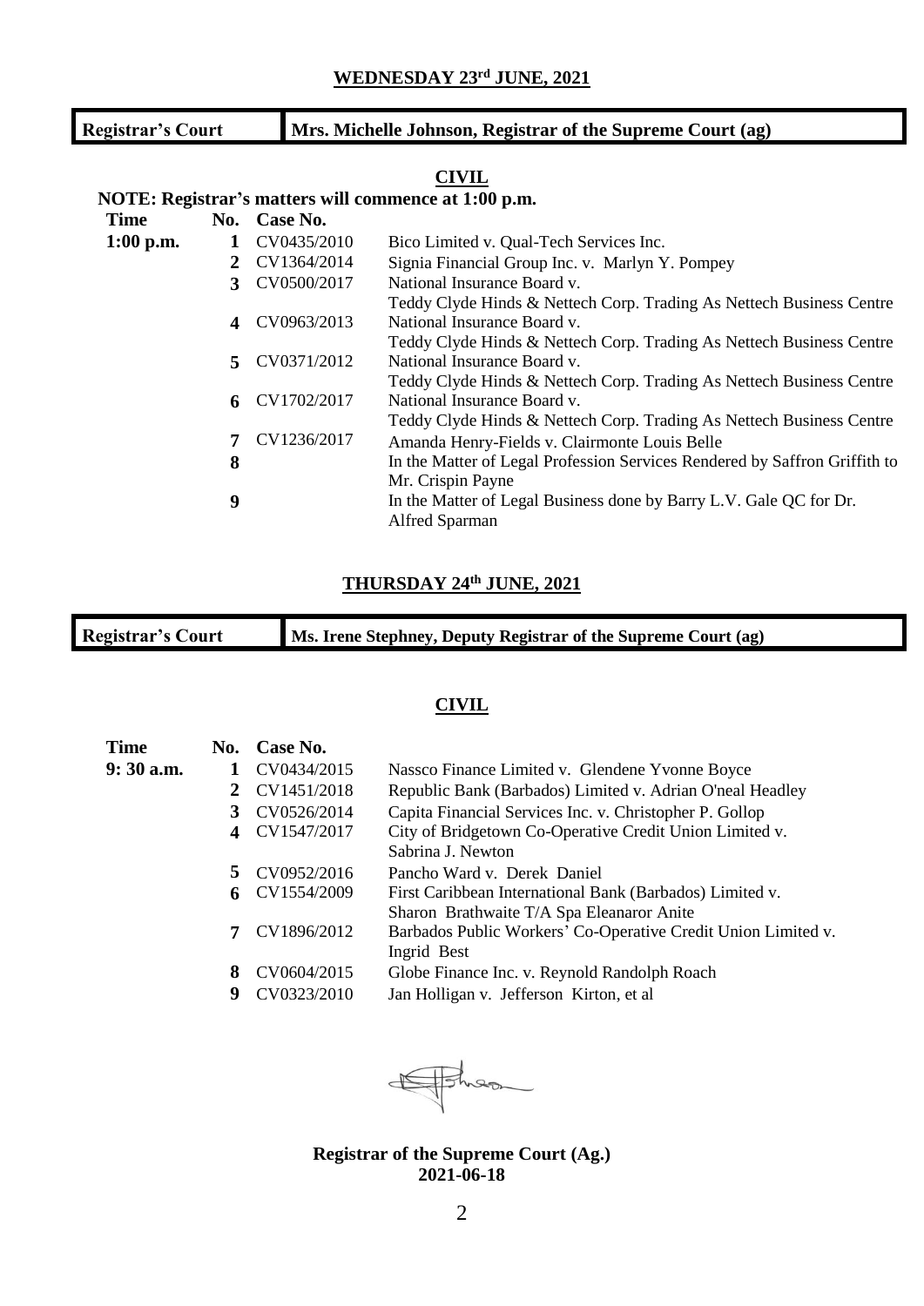**WEDNESDAY 23rd JUNE, 2021**

| Registrar's Court | Mrs. Michelle Johnson, Registrar of the Supreme Court (ag) |
|---|---|

**CIVIL**

**NOTE: Registrar's matters will commence at 1:00 p.m.**

| Time | No. | Case No. | |
|---|---|---|---|
| 1:00 p.m. | 1 | CV0435/2010 | Bico Limited v. Qual-Tech Services Inc. |
| | 2 | CV1364/2014 | Signia Financial Group Inc. v. Marlyn Y. Pompey |
| | 3 | CV0500/2017 | National Insurance Board v. Teddy Clyde Hinds & Nettech Corp. Trading As Nettech Business Centre |
| | 4 | CV0963/2013 | National Insurance Board v. Teddy Clyde Hinds & Nettech Corp. Trading As Nettech Business Centre |
| | 5 | CV0371/2012 | National Insurance Board v. Teddy Clyde Hinds & Nettech Corp. Trading As Nettech Business Centre |
| | 6 | CV1702/2017 | National Insurance Board v. Teddy Clyde Hinds & Nettech Corp. Trading As Nettech Business Centre |
| | 7 | CV1236/2017 | Amanda Henry-Fields v. Clairmonte Louis Belle |
| | 8 | | In the Matter of Legal Profession Services Rendered by Saffron Griffith to Mr. Crispin Payne |
| | 9 | | In the Matter of Legal Business done by Barry L.V. Gale QC for Dr. Alfred Sparman |

**THURSDAY 24th JUNE, 2021**

| Registrar's Court | Ms. Irene Stephney, Deputy Registrar of the Supreme Court (ag) |
|---|---|

**CIVIL**

| Time | No. | Case No. | |
|---|---|---|---|
| 9: 30 a.m. | 1 | CV0434/2015 | Nassco Finance Limited v. Glendene Yvonne Boyce |
| | 2 | CV1451/2018 | Republic Bank (Barbados) Limited v. Adrian O'neal Headley |
| | 3 | CV0526/2014 | Capita Financial Services Inc. v. Christopher P. Gollop |
| | 4 | CV1547/2017 | City of Bridgetown Co-Operative Credit Union Limited v. Sabrina J. Newton |
| | 5 | CV0952/2016 | Pancho Ward v. Derek Daniel |
| | 6 | CV1554/2009 | First Caribbean International Bank (Barbados) Limited v. Sharon Brathwaite T/A Spa Eleanaror Anite |
| | 7 | CV1896/2012 | Barbados Public Workers' Co-Operative Credit Union Limited v. Ingrid Best |
| | 8 | CV0604/2015 | Globe Finance Inc. v. Reynold Randolph Roach |
| | 9 | CV0323/2010 | Jan Holligan v. Jefferson Kirton, et al |

**Registrar of the Supreme Court (Ag.)**
**2021-06-18**